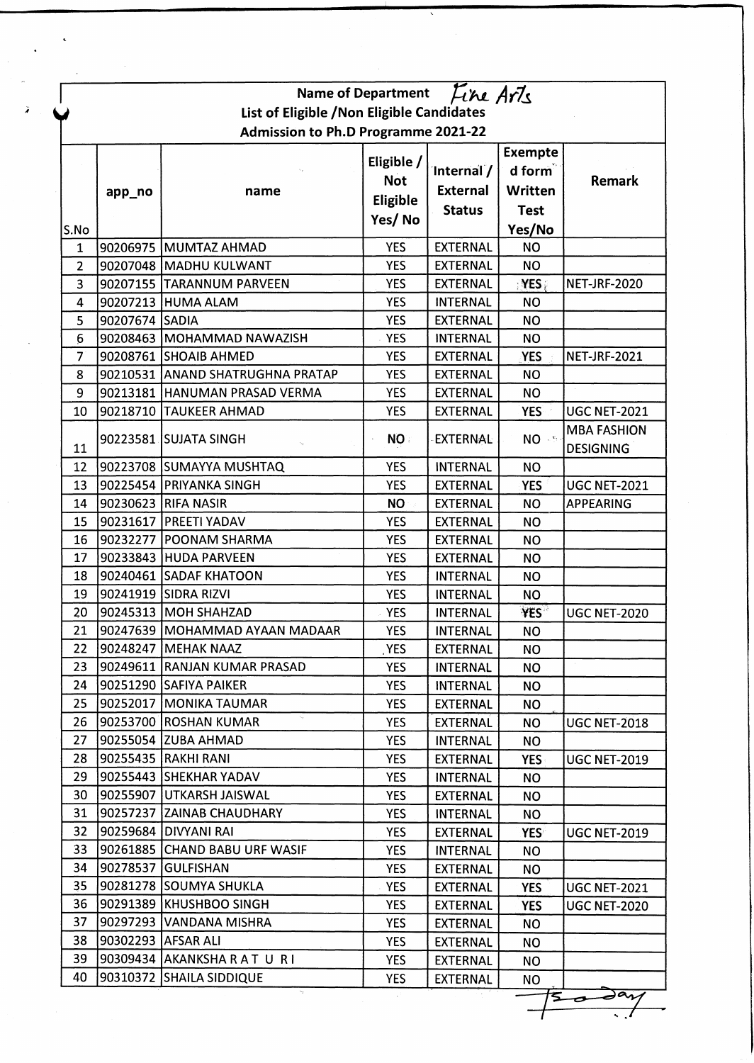Name of Department *Fine Arts*

List of Eligible /Non Eligible Candidates

Admission to Ph.D Programme 2021-22

| S.No | app_no | name | Eligible / Not Eligible Yes/ No | Internal / External Status | Exempted form Written Test Yes/No | Remark |
|---|---|---|---|---|---|---|
| 1 | 90206975 | MUMTAZ AHMAD | YES | EXTERNAL | NO | |
| 2 | 90207048 | MADHU KULWANT | YES | EXTERNAL | NO | |
| 3 | 90207155 | TARANNUM PARVEEN | YES | EXTERNAL | YES | NET-JRF-2020 |
| 4 | 90207213 | HUMA ALAM | YES | INTERNAL | NO | |
| 5 | 90207674 | SADIA | YES | EXTERNAL | NO | |
| 6 | 90208463 | MOHAMMAD NAWAZISH | YES | INTERNAL | NO | |
| 7 | 90208761 | SHOAIB AHMED | YES | EXTERNAL | YES | NET-JRF-2021 |
| 8 | 90210531 | ANAND SHATRUGHNA PRATAP | YES | EXTERNAL | NO | |
| 9 | 90213181 | HANUMAN PRASAD VERMA | YES | EXTERNAL | NO | |
| 10 | 90218710 | TAUKEER AHMAD | YES | EXTERNAL | YES | UGC NET-2021 |
| 11 | 90223581 | SUJATA SINGH | NO | EXTERNAL | NO | MBA FASHION DESIGNING |
| 12 | 90223708 | SUMAYYA MUSHTAQ | YES | INTERNAL | NO | |
| 13 | 90225454 | PRIYANKA SINGH | YES | EXTERNAL | YES | UGC NET-2021 |
| 14 | 90230623 | RIFA NASIR | NO | EXTERNAL | NO | APPEARING |
| 15 | 90231617 | PREETI YADAV | YES | EXTERNAL | NO | |
| 16 | 90232277 | POONAM SHARMA | YES | EXTERNAL | NO | |
| 17 | 90233843 | HUDA PARVEEN | YES | EXTERNAL | NO | |
| 18 | 90240461 | SADAF KHATOON | YES | INTERNAL | NO | |
| 19 | 90241919 | SIDRA RIZVI | YES | INTERNAL | NO | |
| 20 | 90245313 | MOH SHAHZAD | YES | INTERNAL | YES | UGC NET-2020 |
| 21 | 90247639 | MOHAMMAD AYAAN MADAAR | YES | INTERNAL | NO | |
| 22 | 90248247 | MEHAK NAAZ | YES | EXTERNAL | NO | |
| 23 | 90249611 | RANJAN KUMAR PRASAD | YES | INTERNAL | NO | |
| 24 | 90251290 | SAFIYA PAIKER | YES | INTERNAL | NO | |
| 25 | 90252017 | MONIKA TAUMAR | YES | EXTERNAL | NO | |
| 26 | 90253700 | ROSHAN KUMAR | YES | EXTERNAL | NO | UGC NET-2018 |
| 27 | 90255054 | ZUBA AHMAD | YES | INTERNAL | NO | |
| 28 | 90255435 | RAKHI RANI | YES | EXTERNAL | YES | UGC NET-2019 |
| 29 | 90255443 | SHEKHAR YADAV | YES | INTERNAL | NO | |
| 30 | 90255907 | UTKARSH JAISWAL | YES | EXTERNAL | NO | |
| 31 | 90257237 | ZAINAB CHAUDHARY | YES | INTERNAL | NO | |
| 32 | 90259684 | DIVYANI RAI | YES | EXTERNAL | YES | UGC NET-2019 |
| 33 | 90261885 | CHAND BABU URF WASIF | YES | INTERNAL | NO | |
| 34 | 90278537 | GULFISHAN | YES | EXTERNAL | NO | |
| 35 | 90281278 | SOUMYA SHUKLA | YES | EXTERNAL | YES | UGC NET-2021 |
| 36 | 90291389 | KHUSHBOO SINGH | YES | EXTERNAL | YES | UGC NET-2020 |
| 37 | 90297293 | VANDANA MISHRA | YES | EXTERNAL | NO | |
| 38 | 90302293 | AFSAR ALI | YES | EXTERNAL | NO | |
| 39 | 90309434 | AKANKSHA R A T U R I | YES | EXTERNAL | NO | |
| 40 | 90310372 | SHAILA SIDDIQUE | YES | EXTERNAL | NO | |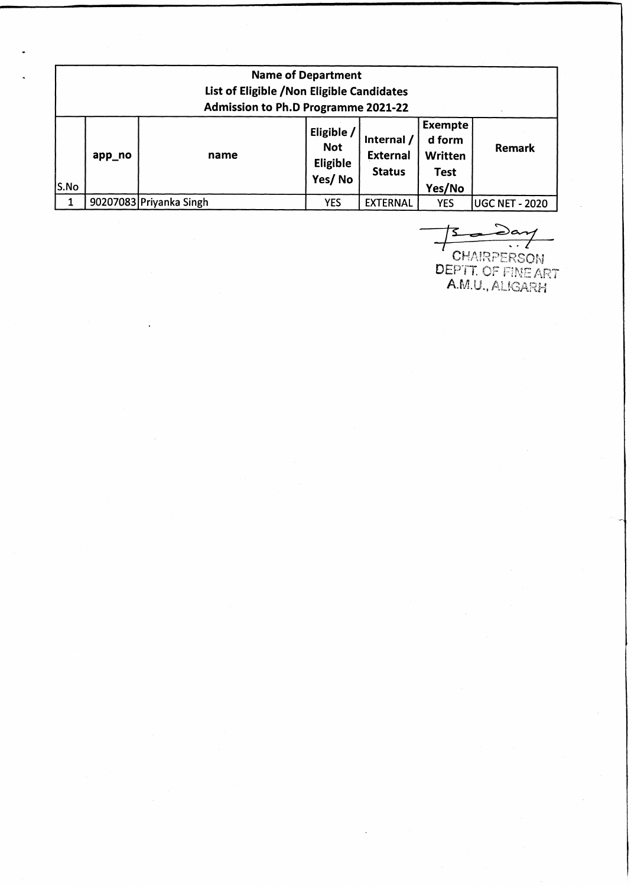**Name of Department**
**List of Eligible /Non Eligible Candidates**
**Admission to Ph.D Programme 2021-22**

| S.No | app_no | name | Eligible / Not Eligible Yes/ No | Internal / External Status | Exempted form Written Test Yes/No | Remark |
|---|---|---|---|---|---|---|
| 1 | 90207083 | Priyanka Singh | YES | EXTERNAL | YES | UGC NET - 2020 |

CHAIRPERSON
DEPTT. OF FINE ART
A.M.U., ALIGARH